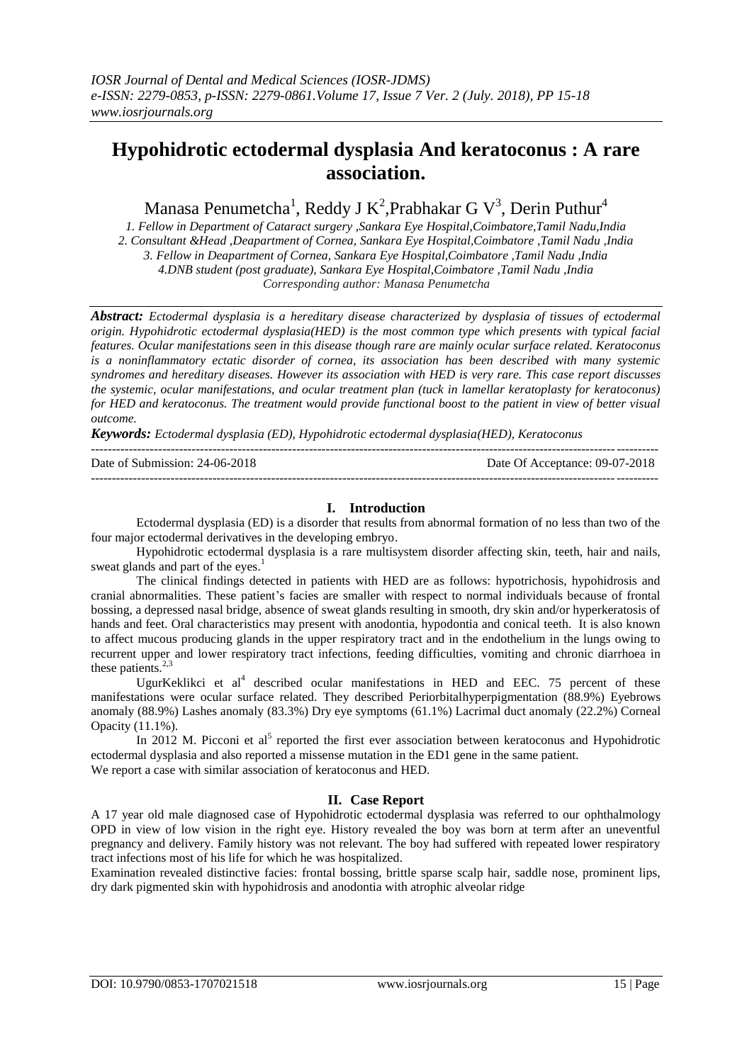# Hypohidrotic ectodermal dysplasia And keratoconus : A rare association.

Manasa Penumetcha[1], Reddy J K[2],Prabhakar G V[3], Derin Puthur[4]

*1. Fellow in Department of Cataract surgery ,Sankara Eye Hospital,Coimbatore,Tamil Nadu,India*
*2. Consultant &Head ,Deapartment of Cornea, Sankara Eye Hospital,Coimbatore ,Tamil Nadu ,India*
*3. Fellow in Deapartment of Cornea, Sankara Eye Hospital,Coimbatore ,Tamil Nadu ,India*
*4.DNB student (post graduate), Sankara Eye Hospital,Coimbatore ,Tamil Nadu ,India*
*Corresponding author: Manasa Penumetcha*

***Abstract:*** *Ectodermal dysplasia is a hereditary disease characterized by dysplasia of tissues of ectodermal origin. Hypohidrotic ectodermal dysplasia(HED) is the most common type which presents with typical facial features. Ocular manifestations seen in this disease though rare are mainly ocular surface related. Keratoconus is a noninflammatory ectatic disorder of cornea, its association has been described with many systemic syndromes and hereditary diseases. However its association with HED is very rare. This case report discusses the systemic, ocular manifestations, and ocular treatment plan (tuck in lamellar keratoplasty for keratoconus) for HED and keratoconus. The treatment would provide functional boost to the patient in view of better visual outcome.*

***Keywords:*** *Ectodermal dysplasia (ED), Hypohidrotic ectodermal dysplasia(HED), Keratoconus*

---

Date of Submission: 24-06-2018 Date Of Acceptance: 09-07-2018

---

## I. Introduction

Ectodermal dysplasia (ED) is a disorder that results from abnormal formation of no less than two of the four major ectodermal derivatives in the developing embryo.

Hypohidrotic ectodermal dysplasia is a rare multisystem disorder affecting skin, teeth, hair and nails, sweat glands and part of the eyes.[1]

The clinical findings detected in patients with HED are as follows: hypotrichosis, hypohidrosis and cranial abnormalities. These patient's facies are smaller with respect to normal individuals because of frontal bossing, a depressed nasal bridge, absence of sweat glands resulting in smooth, dry skin and/or hyperkeratosis of hands and feet. Oral characteristics may present with anodontia, hypodontia and conical teeth. It is also known to affect mucous producing glands in the upper respiratory tract and in the endothelium in the lungs owing to recurrent upper and lower respiratory tract infections, feeding difficulties, vomiting and chronic diarrhoea in these patients.[2,3]

UgurKeklikci et al[4] described ocular manifestations in HED and EEC. 75 percent of these manifestations were ocular surface related. They described Periorbitalhyperpigmentation (88.9%) Eyebrows anomaly (88.9%) Lashes anomaly (83.3%) Dry eye symptoms (61.1%) Lacrimal duct anomaly (22.2%) Corneal Opacity (11.1%).

In 2012 M. Picconi et al[5] reported the first ever association between keratoconus and Hypohidrotic ectodermal dysplasia and also reported a missense mutation in the ED1 gene in the same patient.
We report a case with similar association of keratoconus and HED.

## II. Case Report

A 17 year old male diagnosed case of Hypohidrotic ectodermal dysplasia was referred to our ophthalmology OPD in view of low vision in the right eye. History revealed the boy was born at term after an uneventful pregnancy and delivery. Family history was not relevant. The boy had suffered with repeated lower respiratory tract infections most of his life for which he was hospitalized.
Examination revealed distinctive facies: frontal bossing, brittle sparse scalp hair, saddle nose, prominent lips, dry dark pigmented skin with hypohidrosis and anodontia with atrophic alveolar ridge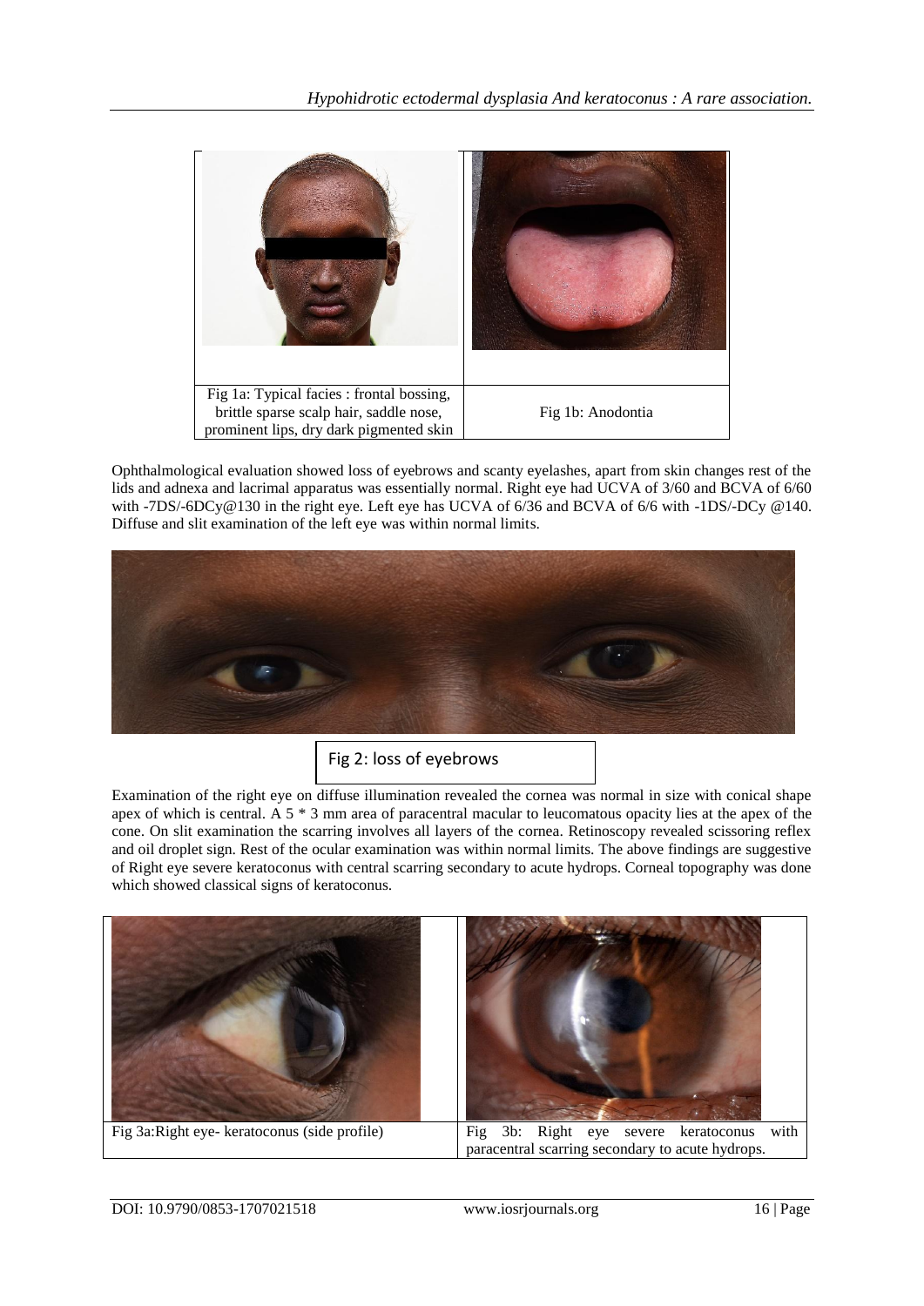Fig 1a: Typical facies : frontal bossing, brittle sparse scalp hair, saddle nose, prominent lips, dry dark pigmented skin

Fig 1b: Anodontia

Ophthalmological evaluation showed loss of eyebrows and scanty eyelashes, apart from skin changes rest of the lids and adnexa and lacrimal apparatus was essentially normal. Right eye had UCVA of 3/60 and BCVA of 6/60 with -7DS/-6DCy@130 in the right eye. Left eye has UCVA of 6/36 and BCVA of 6/6 with -1DS/-DCy @140. Diffuse and slit examination of the left eye was within normal limits.

Fig 2: loss of eyebrows

Examination of the right eye on diffuse illumination revealed the cornea was normal in size with conical shape apex of which is central. A 5 * 3 mm area of paracentral macular to leucomatous opacity lies at the apex of the cone. On slit examination the scarring involves all layers of the cornea. Retinoscopy revealed scissoring reflex and oil droplet sign. Rest of the ocular examination was within normal limits. The above findings are suggestive of Right eye severe keratoconus with central scarring secondary to acute hydrops. Corneal topography was done which showed classical signs of keratoconus.

Fig 3a:Right eye- keratoconus (side profile)

Fig 3b: Right eye severe keratoconus with paracentral scarring secondary to acute hydrops.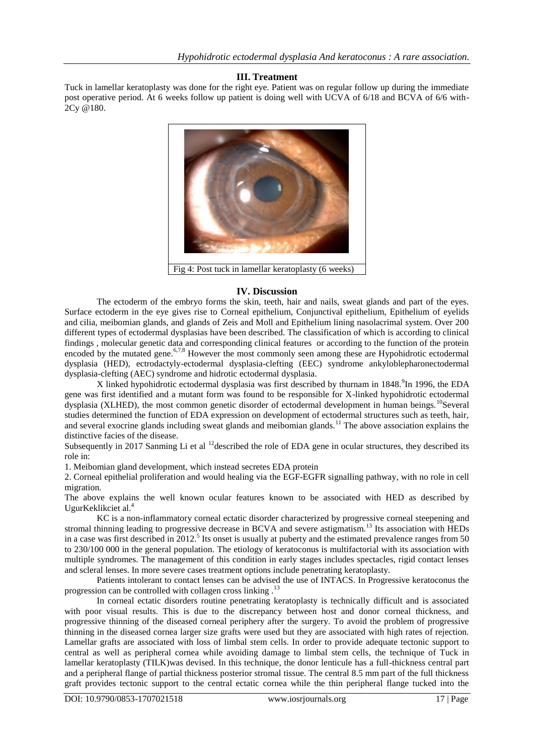## III. Treatment

Tuck in lamellar keratoplasty was done for the right eye. Patient was on regular follow up during the immediate post operative period. At 6 weeks follow up patient is doing well with UCVA of 6/18 and BCVA of 6/6 with-2Cy @180.

Fig 4: Post tuck in lamellar keratoplasty (6 weeks)

## IV. Discussion

The ectoderm of the embryo forms the skin, teeth, hair and nails, sweat glands and part of the eyes. Surface ectoderm in the eye gives rise to Corneal epithelium, Conjunctival epithelium, Epithelium of eyelids and cilia, meibomian glands, and glands of Zeis and Moll and Epithelium lining nasolacrimal system. Over 200 different types of ectodermal dysplasias have been described. The classification of which is according to clinical findings , molecular genetic data and corresponding clinical features or according to the function of the protein encoded by the mutated gene.[6,7,8] However the most commonly seen among these are Hypohidrotic ectodermal dysplasia (HED), ectrodactyly-ectodermal dysplasia-clefting (EEC) syndrome ankyloblepharonectodermal dysplasia-clefting (AEC) syndrome and hidrotic ectodermal dysplasia.

X linked hypohidrotic ectodermal dysplasia was first described by thurnam in 1848.[9]In 1996, the EDA gene was first identified and a mutant form was found to be responsible for X-linked hypohidrotic ectodermal dysplasia (XLHED), the most common genetic disorder of ectodermal development in human beings.[10]Several studies determined the function of EDA expression on development of ectodermal structures such as teeth, hair, and several exocrine glands including sweat glands and meibomian glands.[11] The above association explains the distinctive facies of the disease.

Subsequently in 2017 Sanming Li et al [12]described the role of EDA gene in ocular structures, they described its role in:

1. Meibomian gland development, which instead secretes EDA protein
2. Corneal epithelial proliferation and would healing via the EGF-EGFR signalling pathway, with no role in cell migration.

The above explains the well known ocular features known to be associated with HED as described by UgurKeklikciet al.[4]

KC is a non-inflammatory corneal ectatic disorder characterized by progressive corneal steepening and stromal thinning leading to progressive decrease in BCVA and severe astigmatism.[13] Its association with HEDs in a case was first described in 2012.[5] Its onset is usually at puberty and the estimated prevalence ranges from 50 to 230/100 000 in the general population. The etiology of keratoconus is multifactorial with its association with multiple syndromes. The management of this condition in early stages includes spectacles, rigid contact lenses and scleral lenses. In more severe cases treatment options include penetrating keratoplasty.

Patients intolerant to contact lenses can be advised the use of INTACS. In Progressive keratoconus the progression can be controlled with collagen cross linking .[13]

In corneal ectatic disorders routine penetrating keratoplasty is technically difficult and is associated with poor visual results. This is due to the discrepancy between host and donor corneal thickness, and progressive thinning of the diseased corneal periphery after the surgery. To avoid the problem of progressive thinning in the diseased cornea larger size grafts were used but they are associated with high rates of rejection. Lamellar grafts are associated with loss of limbal stem cells. In order to provide adequate tectonic support to central as well as peripheral cornea while avoiding damage to limbal stem cells, the technique of Tuck in lamellar keratoplasty (TILK)was devised. In this technique, the donor lenticule has a full-thickness central part and a peripheral flange of partial thickness posterior stromal tissue. The central 8.5 mm part of the full thickness graft provides tectonic support to the central ectatic cornea while the thin peripheral flange tucked into the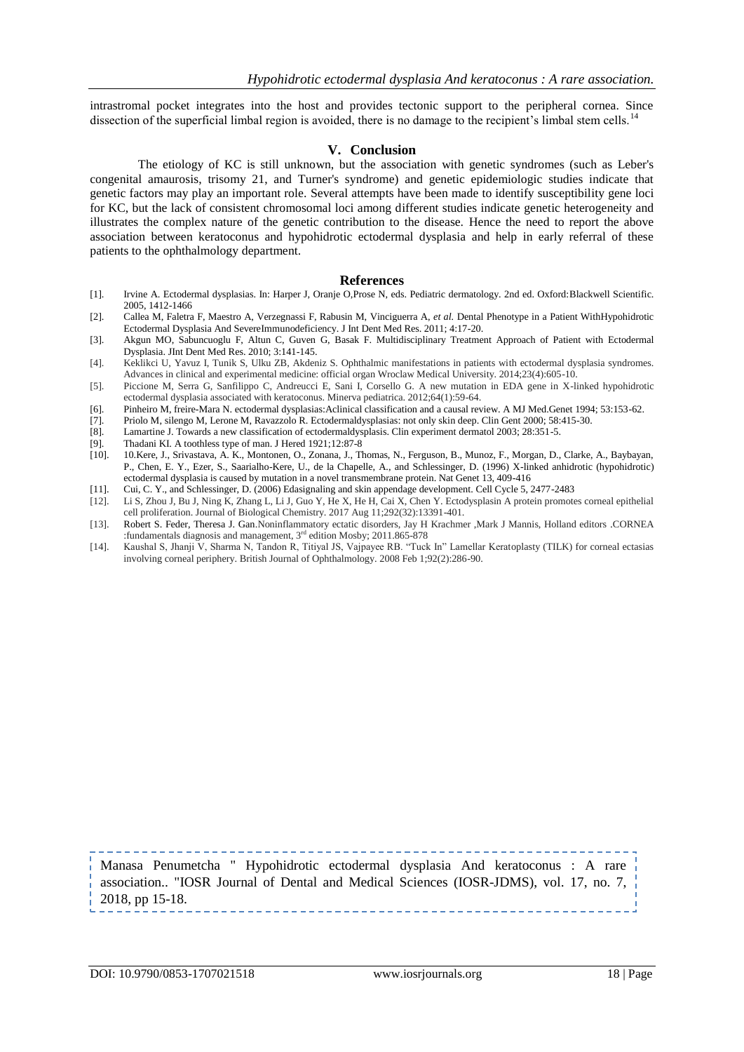intrastromal pocket integrates into the host and provides tectonic support to the peripheral cornea. Since dissection of the superficial limbal region is avoided, there is no damage to the recipient's limbal stem cells.[14]

## V. Conclusion

The etiology of KC is still unknown, but the association with genetic syndromes (such as Leber's congenital amaurosis, trisomy 21, and Turner's syndrome) and genetic epidemiologic studies indicate that genetic factors may play an important role. Several attempts have been made to identify susceptibility gene loci for KC, but the lack of consistent chromosomal loci among different studies indicate genetic heterogeneity and illustrates the complex nature of the genetic contribution to the disease. Hence the need to report the above association between keratoconus and hypohidrotic ectodermal dysplasia and help in early referral of these patients to the ophthalmology department.

## References

[1]. Irvine A. Ectodermal dysplasias. In: Harper J, Oranje O,Prose N, eds. Pediatric dermatology. 2nd ed. Oxford:Blackwell Scientific. 2005, 1412-1466

[2]. Callea M, Faletra F, Maestro A, Verzegnassi F, Rabusin M, Vinciguerra A, *et al.* Dental Phenotype in a Patient WithHypohidrotic Ectodermal Dysplasia And SevereImmunodeficiency. J Int Dent Med Res. 2011; 4:17-20.

[3]. Akgun MO, Sabuncuoglu F, Altun C, Guven G, Basak F. Multidisciplinary Treatment Approach of Patient with Ectodermal Dysplasia. JInt Dent Med Res. 2010; 3:141-145.

[4]. Keklikci U, Yavuz I, Tunik S, Ulku ZB, Akdeniz S. Ophthalmic manifestations in patients with ectodermal dysplasia syndromes. Advances in clinical and experimental medicine: official organ Wroclaw Medical University. 2014;23(4):605-10.

[5]. Piccione M, Serra G, Sanfilippo C, Andreucci E, Sani I, Corsello G. A new mutation in EDA gene in X-linked hypohidrotic ectodermal dysplasia associated with keratoconus. Minerva pediatrica. 2012;64(1):59-64.

[6]. Pinheiro M, freire-Mara N. ectodermal dysplasias:Aclinical classification and a causal review. A MJ Med.Genet 1994; 53:153-62.

[7]. Priolo M, silengo M, Lerone M, Ravazzolo R. Ectodermaldysplasias: not only skin deep. Clin Gent 2000; 58:415-30.

[8]. Lamartine J. Towards a new classification of ectodermaldysplasis. Clin experiment dermatol 2003; 28:351-5.

[9]. Thadani KI. A toothless type of man. J Hered 1921;12:87-8

[10]. 10.Kere, J., Srivastava, A. K., Montonen, O., Zonana, J., Thomas, N., Ferguson, B., Munoz, F., Morgan, D., Clarke, A., Baybayan, P., Chen, E. Y., Ezer, S., Saarialho-Kere, U., de la Chapelle, A., and Schlessinger, D. (1996) X-linked anhidrotic (hypohidrotic) ectodermal dysplasia is caused by mutation in a novel transmembrane protein. Nat Genet 13, 409-416

[11]. Cui, C. Y., and Schlessinger, D. (2006) Edasignaling and skin appendage development. Cell Cycle 5, 2477-2483

[12]. Li S, Zhou J, Bu J, Ning K, Zhang L, Li J, Guo Y, He X, He H, Cai X, Chen Y. Ectodysplasin A protein promotes corneal epithelial cell proliferation. Journal of Biological Chemistry. 2017 Aug 11;292(32):13391-401.

[13]. Robert S. Feder, Theresa J. Gan.Noninflammatory ectatic disorders, Jay H Krachmer ,Mark J Mannis, Holland editors .CORNEA :fundamentals diagnosis and management, 3rd edition Mosby; 2011.865-878

[14]. Kaushal S, Jhanji V, Sharma N, Tandon R, Titiyal JS, Vajpayee RB. "Tuck In" Lamellar Keratoplasty (TILK) for corneal ectasias involving corneal periphery. British Journal of Ophthalmology. 2008 Feb 1;92(2):286-90.

Manasa Penumetcha " Hypohidrotic ectodermal dysplasia And keratoconus : A rare association.. "IOSR Journal of Dental and Medical Sciences (IOSR-JDMS), vol. 17, no. 7, 2018, pp 15-18.